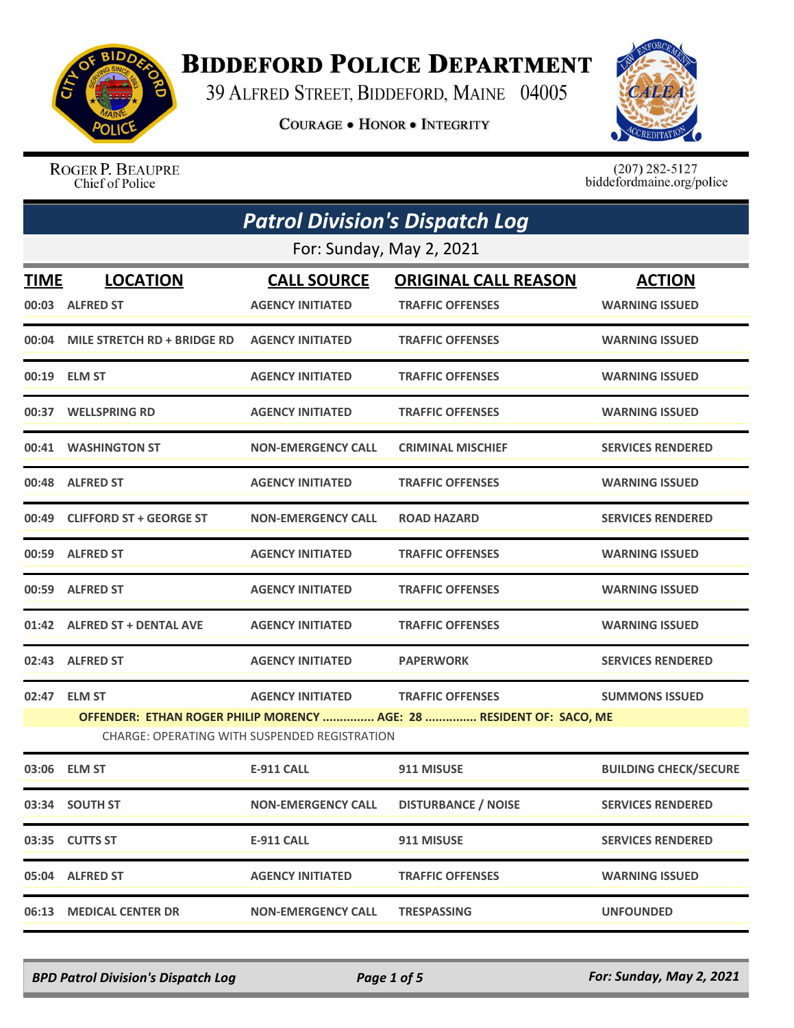# Biddeford Police Department

39 Alfred Street, Biddeford, Maine 04005

**Courage • Honor • Integrity**

Roger P. Beaupre
Chief of Police

(207) 282-5127
biddefordmaine.org/police

## *Patrol Division's Dispatch Log*

For: Sunday, May 2, 2021

| TIME | LOCATION | CALL SOURCE | ORIGINAL CALL REASON | ACTION |
|---|---|---|---|---|
| 00:03 | ALFRED ST | AGENCY INITIATED | TRAFFIC OFFENSES | WARNING ISSUED |
| 00:04 | MILE STRETCH RD + BRIDGE RD | AGENCY INITIATED | TRAFFIC OFFENSES | WARNING ISSUED |
| 00:19 | ELM ST | AGENCY INITIATED | TRAFFIC OFFENSES | WARNING ISSUED |
| 00:37 | WELLSPRING RD | AGENCY INITIATED | TRAFFIC OFFENSES | WARNING ISSUED |
| 00:41 | WASHINGTON ST | NON-EMERGENCY CALL | CRIMINAL MISCHIEF | SERVICES RENDERED |
| 00:48 | ALFRED ST | AGENCY INITIATED | TRAFFIC OFFENSES | WARNING ISSUED |
| 00:49 | CLIFFORD ST + GEORGE ST | NON-EMERGENCY CALL | ROAD HAZARD | SERVICES RENDERED |
| 00:59 | ALFRED ST | AGENCY INITIATED | TRAFFIC OFFENSES | WARNING ISSUED |
| 00:59 | ALFRED ST | AGENCY INITIATED | TRAFFIC OFFENSES | WARNING ISSUED |
| 01:42 | ALFRED ST + DENTAL AVE | AGENCY INITIATED | TRAFFIC OFFENSES | WARNING ISSUED |
| 02:43 | ALFRED ST | AGENCY INITIATED | PAPERWORK | SERVICES RENDERED |
| 02:47 | ELM ST | AGENCY INITIATED | TRAFFIC OFFENSES | SUMMONS ISSUED |
| | OFFENDER: ETHAN ROGER PHILIP MORENCY ............... AGE: 28 ............... RESIDENT OF: SACO, ME<br>CHARGE: OPERATING WITH SUSPENDED REGISTRATION | | | |
| 03:06 | ELM ST | E-911 CALL | 911 MISUSE | BUILDING CHECK/SECURE |
| 03:34 | SOUTH ST | NON-EMERGENCY CALL | DISTURBANCE / NOISE | SERVICES RENDERED |
| 03:35 | CUTTS ST | E-911 CALL | 911 MISUSE | SERVICES RENDERED |
| 05:04 | ALFRED ST | AGENCY INITIATED | TRAFFIC OFFENSES | WARNING ISSUED |
| 06:13 | MEDICAL CENTER DR | NON-EMERGENCY CALL | TRESPASSING | UNFOUNDED |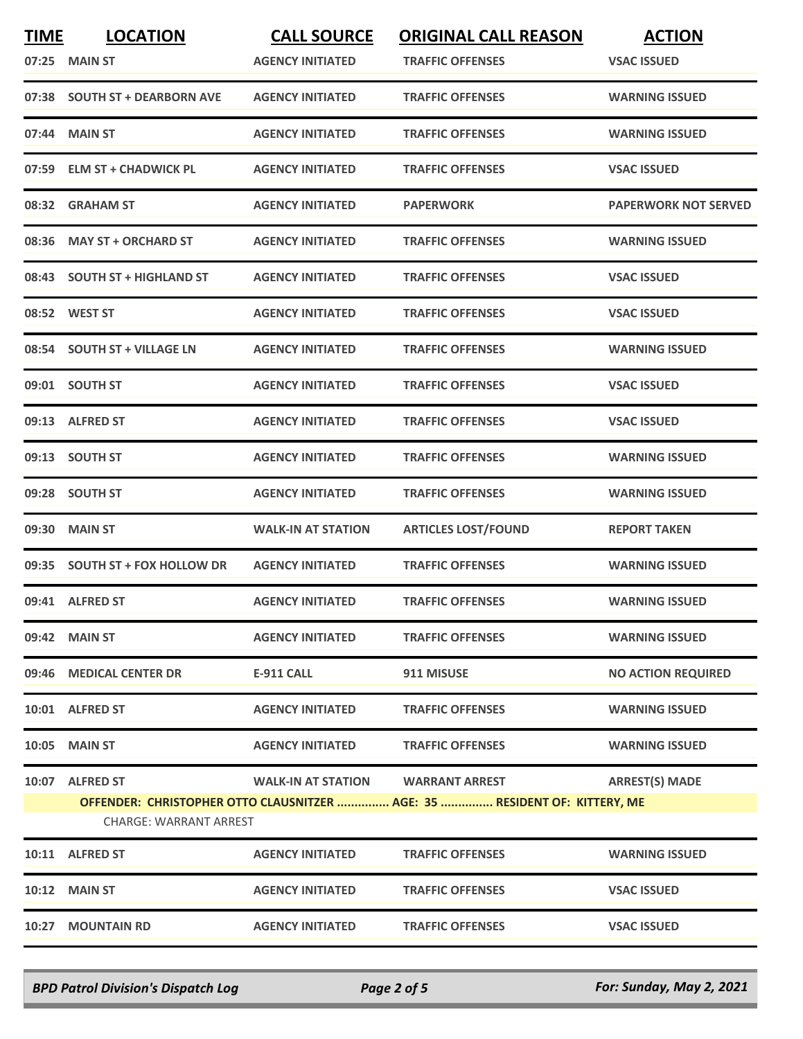| TIME | LOCATION | CALL SOURCE | ORIGINAL CALL REASON | ACTION |
|---|---|---|---|---|
| 07:25 | MAIN ST | AGENCY INITIATED | TRAFFIC OFFENSES | VSAC ISSUED |
| 07:38 | SOUTH ST + DEARBORN AVE | AGENCY INITIATED | TRAFFIC OFFENSES | WARNING ISSUED |
| 07:44 | MAIN ST | AGENCY INITIATED | TRAFFIC OFFENSES | WARNING ISSUED |
| 07:59 | ELM ST + CHADWICK PL | AGENCY INITIATED | TRAFFIC OFFENSES | VSAC ISSUED |
| 08:32 | GRAHAM ST | AGENCY INITIATED | PAPERWORK | PAPERWORK NOT SERVED |
| 08:36 | MAY ST + ORCHARD ST | AGENCY INITIATED | TRAFFIC OFFENSES | WARNING ISSUED |
| 08:43 | SOUTH ST + HIGHLAND ST | AGENCY INITIATED | TRAFFIC OFFENSES | VSAC ISSUED |
| 08:52 | WEST ST | AGENCY INITIATED | TRAFFIC OFFENSES | VSAC ISSUED |
| 08:54 | SOUTH ST + VILLAGE LN | AGENCY INITIATED | TRAFFIC OFFENSES | WARNING ISSUED |
| 09:01 | SOUTH ST | AGENCY INITIATED | TRAFFIC OFFENSES | VSAC ISSUED |
| 09:13 | ALFRED ST | AGENCY INITIATED | TRAFFIC OFFENSES | VSAC ISSUED |
| 09:13 | SOUTH ST | AGENCY INITIATED | TRAFFIC OFFENSES | WARNING ISSUED |
| 09:28 | SOUTH ST | AGENCY INITIATED | TRAFFIC OFFENSES | WARNING ISSUED |
| 09:30 | MAIN ST | WALK-IN AT STATION | ARTICLES LOST/FOUND | REPORT TAKEN |
| 09:35 | SOUTH ST + FOX HOLLOW DR | AGENCY INITIATED | TRAFFIC OFFENSES | WARNING ISSUED |
| 09:41 | ALFRED ST | AGENCY INITIATED | TRAFFIC OFFENSES | WARNING ISSUED |
| 09:42 | MAIN ST | AGENCY INITIATED | TRAFFIC OFFENSES | WARNING ISSUED |
| 09:46 | MEDICAL CENTER DR | E-911 CALL | 911 MISUSE | NO ACTION REQUIRED |
| 10:01 | ALFRED ST | AGENCY INITIATED | TRAFFIC OFFENSES | WARNING ISSUED |
| 10:05 | MAIN ST | AGENCY INITIATED | TRAFFIC OFFENSES | WARNING ISSUED |
| 10:07 | ALFRED ST | WALK-IN AT STATION | WARRANT ARREST | ARREST(S) MADE |
| | OFFENDER: CHRISTOPHER OTTO CLAUSNITZER ............... AGE: 35 ............... RESIDENT OF: KITTERY, ME | | | |
| | CHARGE: WARRANT ARREST | | | |
| 10:11 | ALFRED ST | AGENCY INITIATED | TRAFFIC OFFENSES | WARNING ISSUED |
| 10:12 | MAIN ST | AGENCY INITIATED | TRAFFIC OFFENSES | VSAC ISSUED |
| 10:27 | MOUNTAIN RD | AGENCY INITIATED | TRAFFIC OFFENSES | VSAC ISSUED |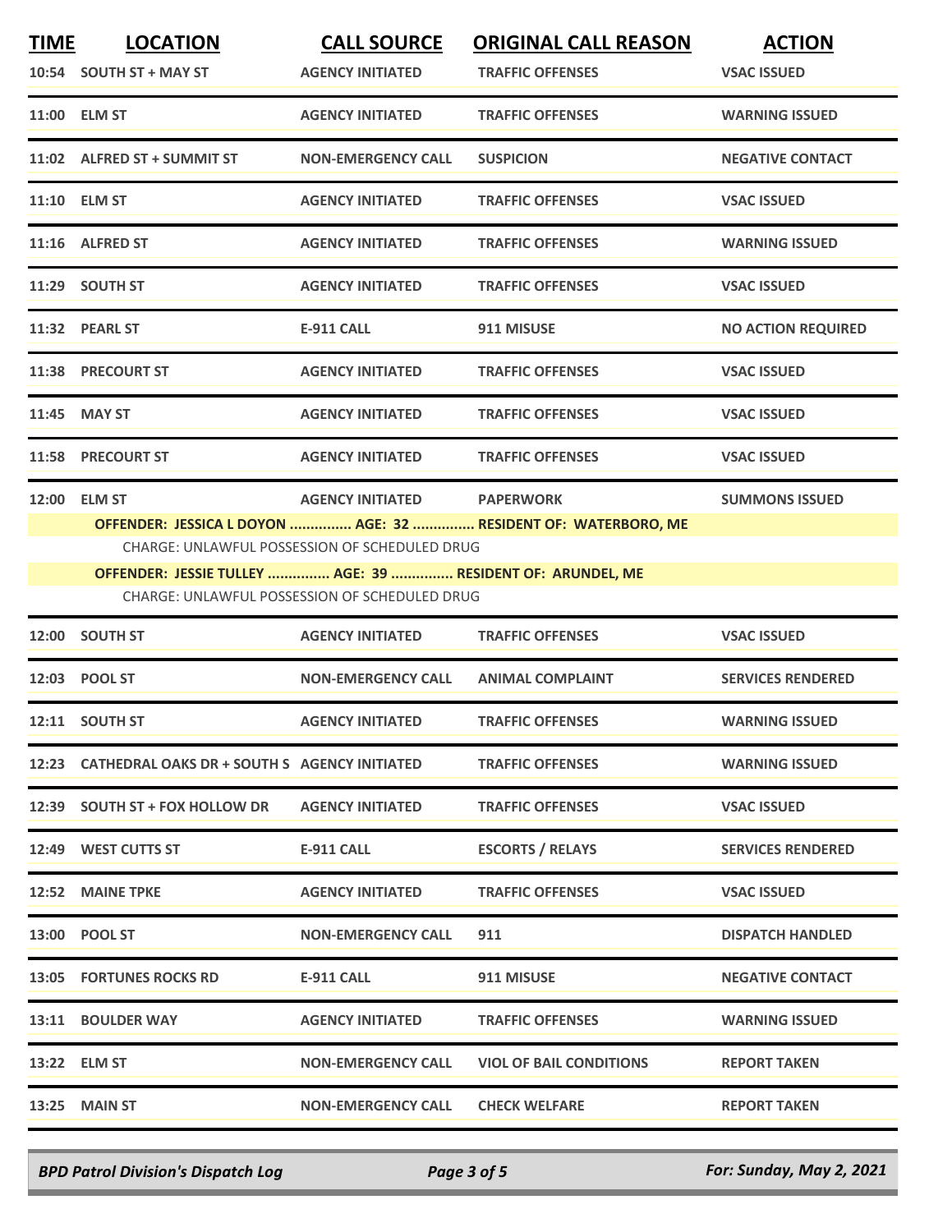| TIME | LOCATION | CALL SOURCE | ORIGINAL CALL REASON | ACTION |
|---|---|---|---|---|
| 10:54 | SOUTH ST + MAY ST | AGENCY INITIATED | TRAFFIC OFFENSES | VSAC ISSUED |
| 11:00 | ELM ST | AGENCY INITIATED | TRAFFIC OFFENSES | WARNING ISSUED |
| 11:02 | ALFRED ST + SUMMIT ST | NON-EMERGENCY CALL | SUSPICION | NEGATIVE CONTACT |
| 11:10 | ELM ST | AGENCY INITIATED | TRAFFIC OFFENSES | VSAC ISSUED |
| 11:16 | ALFRED ST | AGENCY INITIATED | TRAFFIC OFFENSES | WARNING ISSUED |
| 11:29 | SOUTH ST | AGENCY INITIATED | TRAFFIC OFFENSES | VSAC ISSUED |
| 11:32 | PEARL ST | E-911 CALL | 911 MISUSE | NO ACTION REQUIRED |
| 11:38 | PRECOURT ST | AGENCY INITIATED | TRAFFIC OFFENSES | VSAC ISSUED |
| 11:45 | MAY ST | AGENCY INITIATED | TRAFFIC OFFENSES | VSAC ISSUED |
| 11:58 | PRECOURT ST | AGENCY INITIATED | TRAFFIC OFFENSES | VSAC ISSUED |
| 12:00 | ELM ST | AGENCY INITIATED | PAPERWORK | SUMMONS ISSUED |
| | OFFENDER: JESSICA L DOYON ............... AGE: 32 ............... RESIDENT OF: WATERBORO, ME | | | |
| | CHARGE: UNLAWFUL POSSESSION OF SCHEDULED DRUG | | | |
| | OFFENDER: JESSIE TULLEY ............... AGE: 39 ............... RESIDENT OF: ARUNDEL, ME | | | |
| | CHARGE: UNLAWFUL POSSESSION OF SCHEDULED DRUG | | | |
| 12:00 | SOUTH ST | AGENCY INITIATED | TRAFFIC OFFENSES | VSAC ISSUED |
| 12:03 | POOL ST | NON-EMERGENCY CALL | ANIMAL COMPLAINT | SERVICES RENDERED |
| 12:11 | SOUTH ST | AGENCY INITIATED | TRAFFIC OFFENSES | WARNING ISSUED |
| 12:23 | CATHEDRAL OAKS DR + SOUTH S | AGENCY INITIATED | TRAFFIC OFFENSES | WARNING ISSUED |
| 12:39 | SOUTH ST + FOX HOLLOW DR | AGENCY INITIATED | TRAFFIC OFFENSES | VSAC ISSUED |
| 12:49 | WEST CUTTS ST | E-911 CALL | ESCORTS / RELAYS | SERVICES RENDERED |
| 12:52 | MAINE TPKE | AGENCY INITIATED | TRAFFIC OFFENSES | VSAC ISSUED |
| 13:00 | POOL ST | NON-EMERGENCY CALL | 911 | DISPATCH HANDLED |
| 13:05 | FORTUNES ROCKS RD | E-911 CALL | 911 MISUSE | NEGATIVE CONTACT |
| 13:11 | BOULDER WAY | AGENCY INITIATED | TRAFFIC OFFENSES | WARNING ISSUED |
| 13:22 | ELM ST | NON-EMERGENCY CALL | VIOL OF BAIL CONDITIONS | REPORT TAKEN |
| 13:25 | MAIN ST | NON-EMERGENCY CALL | CHECK WELFARE | REPORT TAKEN |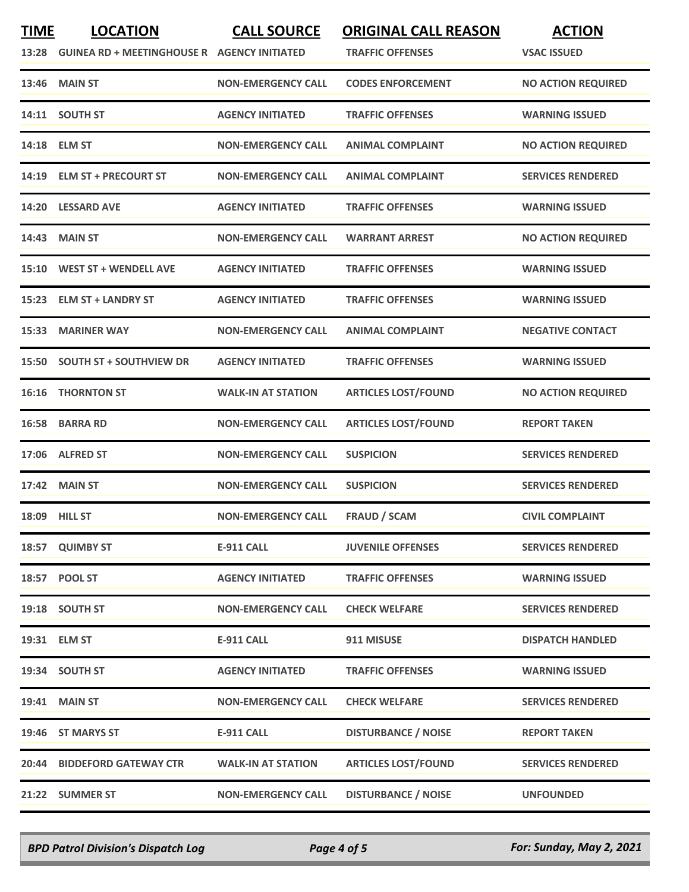| TIME | LOCATION | CALL SOURCE | ORIGINAL CALL REASON | ACTION |
|---|---|---|---|---|
| 13:28 | GUINEA RD + MEETINGHOUSE R | AGENCY INITIATED | TRAFFIC OFFENSES | VSAC ISSUED |
| 13:46 | MAIN ST | NON-EMERGENCY CALL | CODES ENFORCEMENT | NO ACTION REQUIRED |
| 14:11 | SOUTH ST | AGENCY INITIATED | TRAFFIC OFFENSES | WARNING ISSUED |
| 14:18 | ELM ST | NON-EMERGENCY CALL | ANIMAL COMPLAINT | NO ACTION REQUIRED |
| 14:19 | ELM ST + PRECOURT ST | NON-EMERGENCY CALL | ANIMAL COMPLAINT | SERVICES RENDERED |
| 14:20 | LESSARD AVE | AGENCY INITIATED | TRAFFIC OFFENSES | WARNING ISSUED |
| 14:43 | MAIN ST | NON-EMERGENCY CALL | WARRANT ARREST | NO ACTION REQUIRED |
| 15:10 | WEST ST + WENDELL AVE | AGENCY INITIATED | TRAFFIC OFFENSES | WARNING ISSUED |
| 15:23 | ELM ST + LANDRY ST | AGENCY INITIATED | TRAFFIC OFFENSES | WARNING ISSUED |
| 15:33 | MARINER WAY | NON-EMERGENCY CALL | ANIMAL COMPLAINT | NEGATIVE CONTACT |
| 15:50 | SOUTH ST + SOUTHVIEW DR | AGENCY INITIATED | TRAFFIC OFFENSES | WARNING ISSUED |
| 16:16 | THORNTON ST | WALK-IN AT STATION | ARTICLES LOST/FOUND | NO ACTION REQUIRED |
| 16:58 | BARRA RD | NON-EMERGENCY CALL | ARTICLES LOST/FOUND | REPORT TAKEN |
| 17:06 | ALFRED ST | NON-EMERGENCY CALL | SUSPICION | SERVICES RENDERED |
| 17:42 | MAIN ST | NON-EMERGENCY CALL | SUSPICION | SERVICES RENDERED |
| 18:09 | HILL ST | NON-EMERGENCY CALL | FRAUD / SCAM | CIVIL COMPLAINT |
| 18:57 | QUIMBY ST | E-911 CALL | JUVENILE OFFENSES | SERVICES RENDERED |
| 18:57 | POOL ST | AGENCY INITIATED | TRAFFIC OFFENSES | WARNING ISSUED |
| 19:18 | SOUTH ST | NON-EMERGENCY CALL | CHECK WELFARE | SERVICES RENDERED |
| 19:31 | ELM ST | E-911 CALL | 911 MISUSE | DISPATCH HANDLED |
| 19:34 | SOUTH ST | AGENCY INITIATED | TRAFFIC OFFENSES | WARNING ISSUED |
| 19:41 | MAIN ST | NON-EMERGENCY CALL | CHECK WELFARE | SERVICES RENDERED |
| 19:46 | ST MARYS ST | E-911 CALL | DISTURBANCE / NOISE | REPORT TAKEN |
| 20:44 | BIDDEFORD GATEWAY CTR | WALK-IN AT STATION | ARTICLES LOST/FOUND | SERVICES RENDERED |
| 21:22 | SUMMER ST | NON-EMERGENCY CALL | DISTURBANCE / NOISE | UNFOUNDED |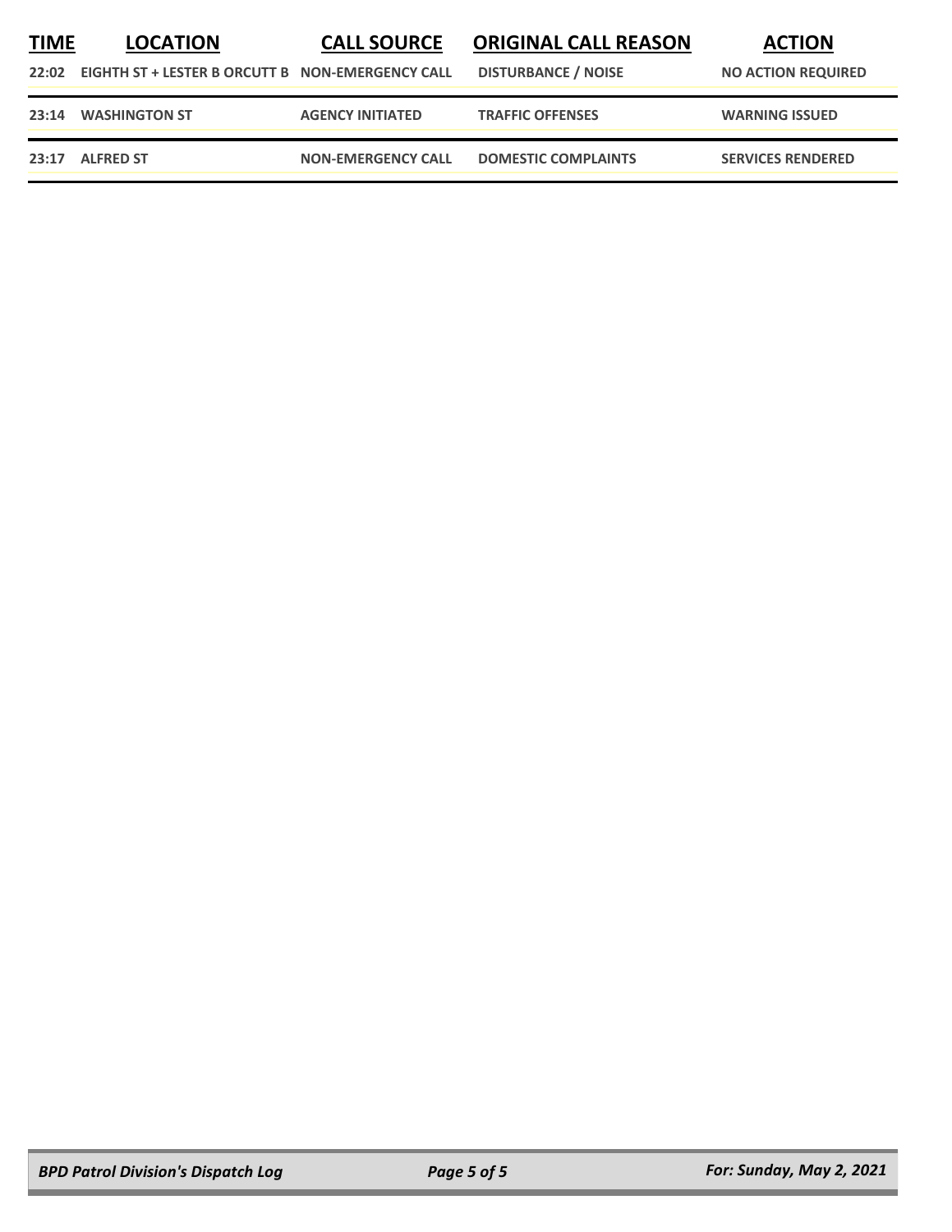| TIME | LOCATION | CALL SOURCE | ORIGINAL CALL REASON | ACTION |
|---|---|---|---|---|
| 22:02 | EIGHTH ST + LESTER B ORCUTT B | NON-EMERGENCY CALL | DISTURBANCE / NOISE | NO ACTION REQUIRED |
| 23:14 | WASHINGTON ST | AGENCY INITIATED | TRAFFIC OFFENSES | WARNING ISSUED |
| 23:17 | ALFRED ST | NON-EMERGENCY CALL | DOMESTIC COMPLAINTS | SERVICES RENDERED |